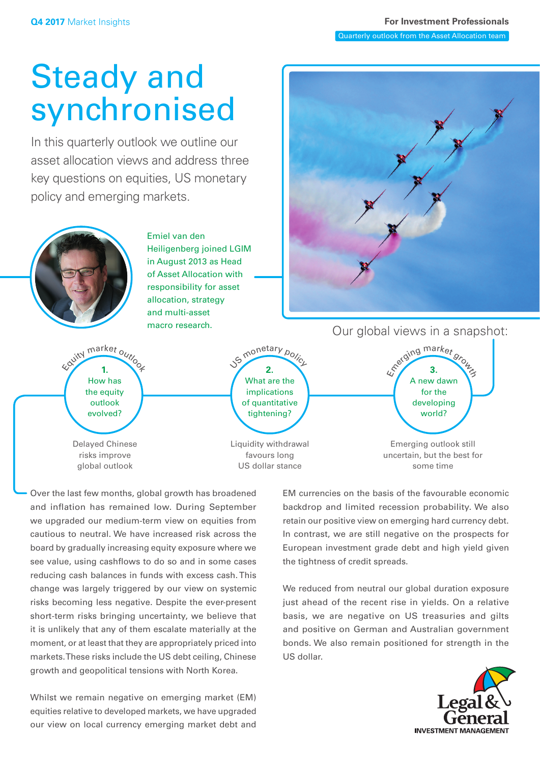Q4 2017 Market Insights

For Investment Professionals

Quarterly outlook from the Asset Allocation team

# Steady and synchronised

In this quarterly outlook we outline our asset allocation views and address three key questions on equities, US monetary policy and emerging markets.

Emiel van den Heiligenberg joined LGIM in August 2013 as Head of Asset Allocation with responsibility for asset allocation, strategy and multi-asset macro research.

## Our global views in a snapshot:

**Equity market outlook**

1. How has the equity outlook evolved?

Delayed Chinese risks improve global outlook

**US monetary policy**

2. What are the implications of quantitative tightening?

Liquidity withdrawal favours long US dollar stance

**Emerging market growth**

3. A new dawn for the developing world?

Emerging outlook still uncertain, but the best for some time

Over the last few months, global growth has broadened and inflation has remained low. During September we upgraded our medium-term view on equities from cautious to neutral. We have increased risk across the board by gradually increasing equity exposure where we see value, using cashflows to do so and in some cases reducing cash balances in funds with excess cash. This change was largely triggered by our view on systemic risks becoming less negative. Despite the ever-present short-term risks bringing uncertainty, we believe that it is unlikely that any of them escalate materially at the moment, or at least that they are appropriately priced into markets. These risks include the US debt ceiling, Chinese growth and geopolitical tensions with North Korea.

Whilst we remain negative on emerging market (EM) equities relative to developed markets, we have upgraded our view on local currency emerging market debt and EM currencies on the basis of the favourable economic backdrop and limited recession probability. We also retain our positive view on emerging hard currency debt. In contrast, we are still negative on the prospects for European investment grade debt and high yield given the tightness of credit spreads.

We reduced from neutral our global duration exposure just ahead of the recent rise in yields. On a relative basis, we are negative on US treasuries and gilts and positive on German and Australian government bonds. We also remain positioned for strength in the US dollar.

Legal & General INVESTMENT MANAGEMENT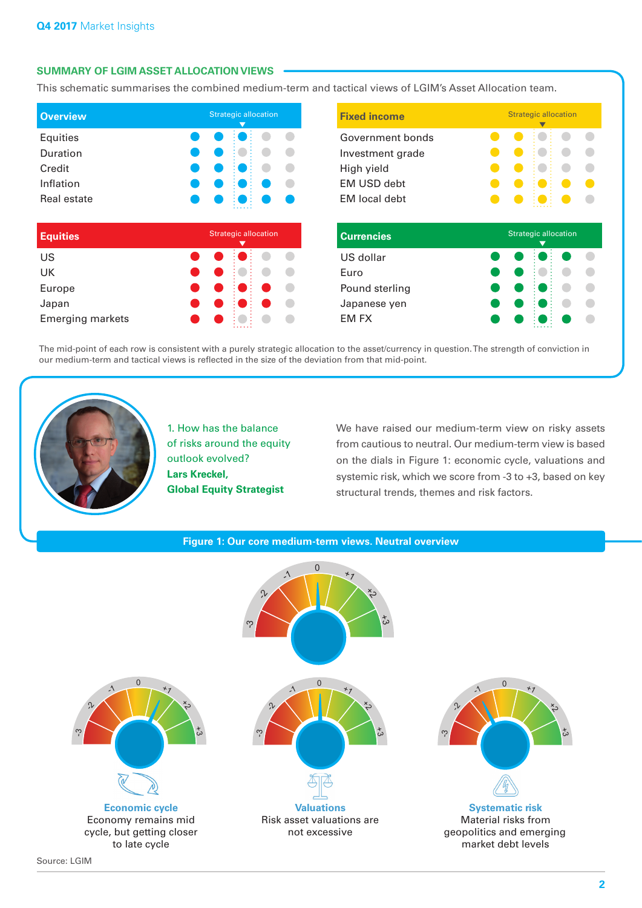## SUMMARY OF LGIM ASSET ALLOCATION VIEWS

This schematic summarises the combined medium-term and tactical views of LGIM's Asset Allocation team.

| Overview | Strategic allocation |
| --- | --- |
| Equities | |
| Duration | |
| Credit | |
| Inflation | |
| Real estate | |

| Fixed income | Strategic allocation |
| --- | --- |
| Government bonds | |
| Investment grade | |
| High yield | |
| EM USD debt | |
| EM local debt | |

| Equities | Strategic allocation |
| --- | --- |
| US | |
| UK | |
| Europe | |
| Japan | |
| Emerging markets | |

| Currencies | Strategic allocation |
| --- | --- |
| US dollar | |
| Euro | |
| Pound sterling | |
| Japanese yen | |
| EM FX | |

The mid-point of each row is consistent with a purely strategic allocation to the asset/currency in question. The strength of conviction in our medium-term and tactical views is reflected in the size of the deviation from that mid-point.

### 1. How has the balance of risks around the equity outlook evolved?

**Lars Kreckel, Global Equity Strategist**

We have raised our medium-term view on risky assets from cautious to neutral. Our medium-term view is based on the dials in Figure 1: economic cycle, valuations and systemic risk, which we score from -3 to +3, based on key structural trends, themes and risk factors.

**Figure 1: Our core medium-term views. Neutral overview**

**Economic cycle**
Economy remains mid cycle, but getting closer to late cycle

**Valuations**
Risk asset valuations are not excessive

**Systematic risk**
Material risks from geopolitics and emerging market debt levels

Source: LGIM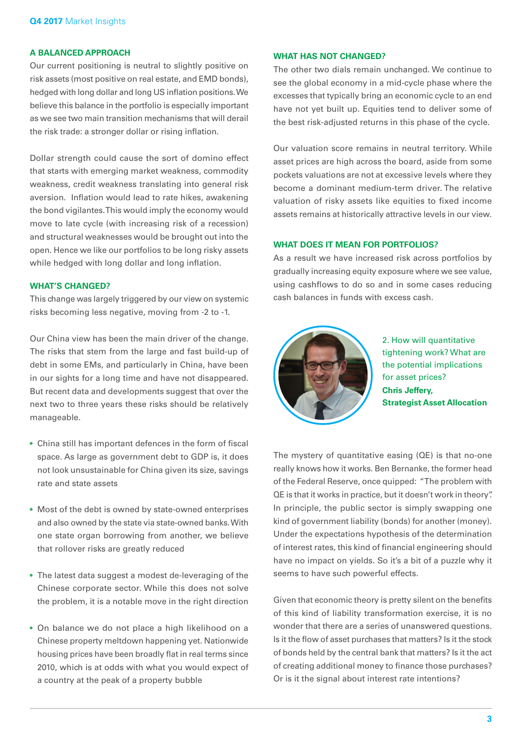## A BALANCED APPROACH

Our current positioning is neutral to slightly positive on risk assets (most positive on real estate, and EMD bonds), hedged with long dollar and long US inflation positions. We believe this balance in the portfolio is especially important as we see two main transition mechanisms that will derail the risk trade: a stronger dollar or rising inflation.

Dollar strength could cause the sort of domino effect that starts with emerging market weakness, commodity weakness, credit weakness translating into general risk aversion. Inflation would lead to rate hikes, awakening the bond vigilantes. This would imply the economy would move to late cycle (with increasing risk of a recession) and structural weaknesses would be brought out into the open. Hence we like our portfolios to be long risky assets while hedged with long dollar and long inflation.

## WHAT'S CHANGED?

This change was largely triggered by our view on systemic risks becoming less negative, moving from -2 to -1.

Our China view has been the main driver of the change. The risks that stem from the large and fast build-up of debt in some EMs, and particularly in China, have been in our sights for a long time and have not disappeared. But recent data and developments suggest that over the next two to three years these risks should be relatively manageable.

- China still has important defences in the form of fiscal space. As large as government debt to GDP is, it does not look unsustainable for China given its size, savings rate and state assets
- Most of the debt is owned by state-owned enterprises and also owned by the state via state-owned banks. With one state organ borrowing from another, we believe that rollover risks are greatly reduced
- The latest data suggest a modest de-leveraging of the Chinese corporate sector. While this does not solve the problem, it is a notable move in the right direction
- On balance we do not place a high likelihood on a Chinese property meltdown happening yet. Nationwide housing prices have been broadly flat in real terms since 2010, which is at odds with what you would expect of a country at the peak of a property bubble

## WHAT HAS NOT CHANGED?

The other two dials remain unchanged. We continue to see the global economy in a mid-cycle phase where the excesses that typically bring an economic cycle to an end have not yet built up. Equities tend to deliver some of the best risk-adjusted returns in this phase of the cycle.

Our valuation score remains in neutral territory. While asset prices are high across the board, aside from some pockets valuations are not at excessive levels where they become a dominant medium-term driver. The relative valuation of risky assets like equities to fixed income assets remains at historically attractive levels in our view.

## WHAT DOES IT MEAN FOR PORTFOLIOS?

As a result we have increased risk across portfolios by gradually increasing equity exposure where we see value, using cashflows to do so and in some cases reducing cash balances in funds with excess cash.

## 2. How will quantitative tightening work? What are the potential implications for asset prices?

**Chris Jeffery, Strategist Asset Allocation**

The mystery of quantitative easing (QE) is that no-one really knows how it works. Ben Bernanke, the former head of the Federal Reserve, once quipped: "The problem with QE is that it works in practice, but it doesn't work in theory". In principle, the public sector is simply swapping one kind of government liability (bonds) for another (money). Under the expectations hypothesis of the determination of interest rates, this kind of financial engineering should have no impact on yields. So it's a bit of a puzzle why it seems to have such powerful effects.

Given that economic theory is pretty silent on the benefits of this kind of liability transformation exercise, it is no wonder that there are a series of unanswered questions. Is it the flow of asset purchases that matters? Is it the stock of bonds held by the central bank that matters? Is it the act of creating additional money to finance those purchases? Or is it the signal about interest rate intentions?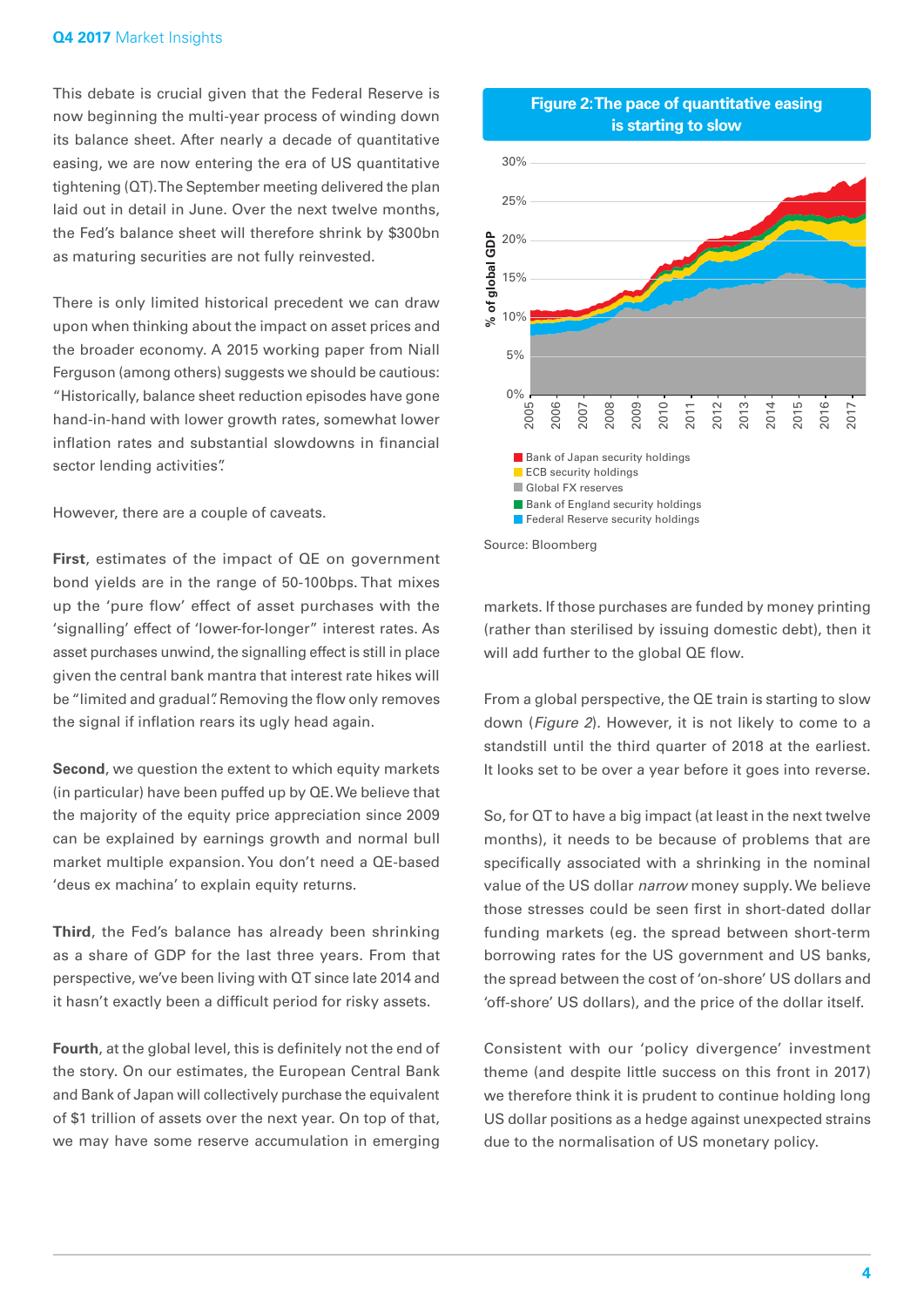This debate is crucial given that the Federal Reserve is now beginning the multi-year process of winding down its balance sheet. After nearly a decade of quantitative easing, we are now entering the era of US quantitative tightening (QT). The September meeting delivered the plan laid out in detail in June. Over the next twelve months, the Fed's balance sheet will therefore shrink by $300bn as maturing securities are not fully reinvested.

There is only limited historical precedent we can draw upon when thinking about the impact on asset prices and the broader economy. A 2015 working paper from Niall Ferguson (among others) suggests we should be cautious: "Historically, balance sheet reduction episodes have gone hand-in-hand with lower growth rates, somewhat lower inflation rates and substantial slowdowns in financial sector lending activities".

However, there are a couple of caveats.

**First**, estimates of the impact of QE on government bond yields are in the range of 50-100bps. That mixes up the 'pure flow' effect of asset purchases with the 'signalling' effect of 'lower-for-longer" interest rates. As asset purchases unwind, the signalling effect is still in place given the central bank mantra that interest rate hikes will be "limited and gradual". Removing the flow only removes the signal if inflation rears its ugly head again.

**Second**, we question the extent to which equity markets (in particular) have been puffed up by QE. We believe that the majority of the equity price appreciation since 2009 can be explained by earnings growth and normal bull market multiple expansion. You don't need a QE-based 'deus ex machina' to explain equity returns.

**Third**, the Fed's balance has already been shrinking as a share of GDP for the last three years. From that perspective, we've been living with QT since late 2014 and it hasn't exactly been a difficult period for risky assets.

**Fourth**, at the global level, this is definitely not the end of the story. On our estimates, the European Central Bank and Bank of Japan will collectively purchase the equivalent of $1 trillion of assets over the next year. On top of that, we may have some reserve accumulation in emerging markets. If those purchases are funded by money printing (rather than sterilised by issuing domestic debt), then it will add further to the global QE flow.

**Figure 2: The pace of quantitative easing is starting to slow**

Source: Bloomberg

From a global perspective, the QE train is starting to slow down (*Figure 2*). However, it is not likely to come to a standstill until the third quarter of 2018 at the earliest. It looks set to be over a year before it goes into reverse.

So, for QT to have a big impact (at least in the next twelve months), it needs to be because of problems that are specifically associated with a shrinking in the nominal value of the US dollar *narrow* money supply. We believe those stresses could be seen first in short-dated dollar funding markets (eg. the spread between short-term borrowing rates for the US government and US banks, the spread between the cost of 'on-shore' US dollars and 'off-shore' US dollars), and the price of the dollar itself.

Consistent with our 'policy divergence' investment theme (and despite little success on this front in 2017) we therefore think it is prudent to continue holding long US dollar positions as a hedge against unexpected strains due to the normalisation of US monetary policy.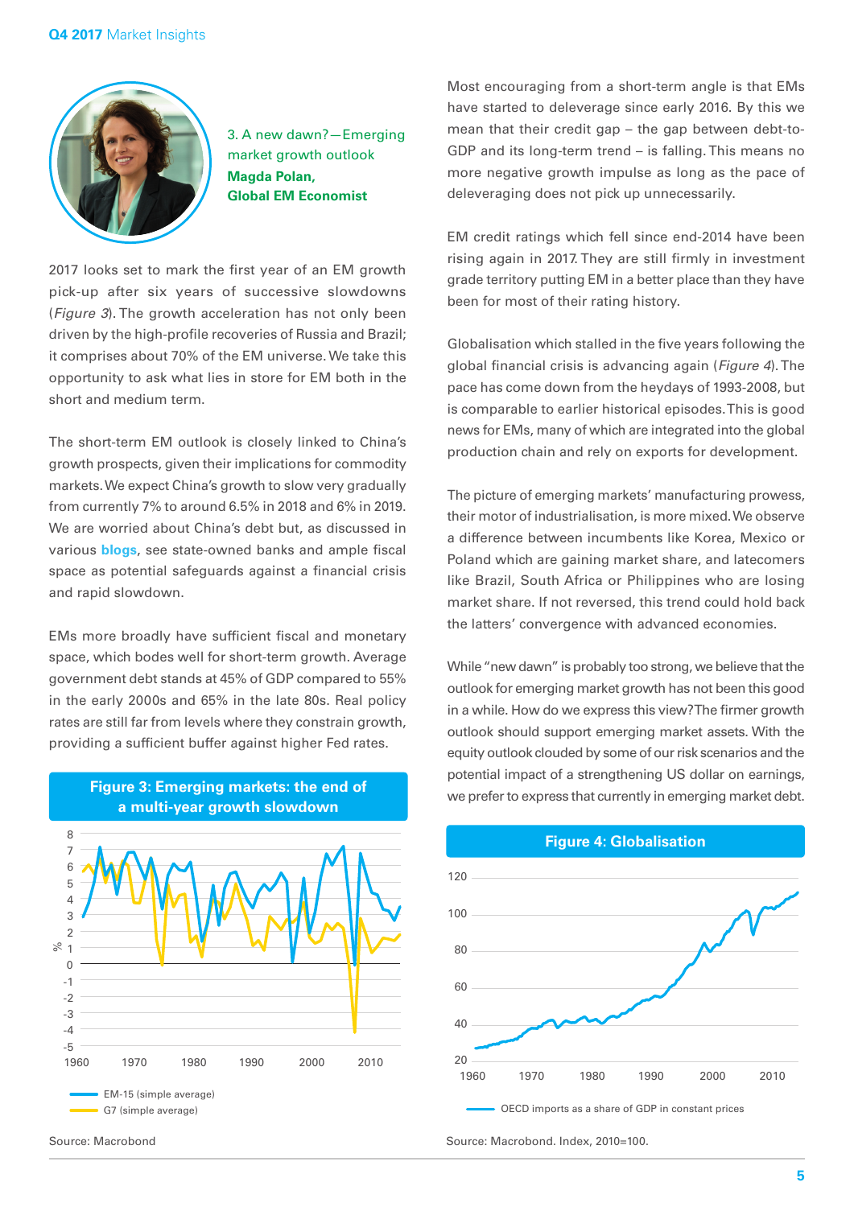### 3. A new dawn?—Emerging market growth outlook

**Magda Polan, Global EM Economist**

2017 looks set to mark the first year of an EM growth pick-up after six years of successive slowdowns (*Figure 3*). The growth acceleration has not only been driven by the high-profile recoveries of Russia and Brazil; it comprises about 70% of the EM universe. We take this opportunity to ask what lies in store for EM both in the short and medium term.

The short-term EM outlook is closely linked to China's growth prospects, given their implications for commodity markets. We expect China's growth to slow very gradually from currently 7% to around 6.5% in 2018 and 6% in 2019. We are worried about China's debt but, as discussed in various **blogs**, see state-owned banks and ample fiscal space as potential safeguards against a financial crisis and rapid slowdown.

EMs more broadly have sufficient fiscal and monetary space, which bodes well for short-term growth. Average government debt stands at 45% of GDP compared to 55% in the early 2000s and 65% in the late 80s. Real policy rates are still far from levels where they constrain growth, providing a sufficient buffer against higher Fed rates.

**Figure 3: Emerging markets: the end of a multi-year growth slowdown**

EM-15 (simple average)
G7 (simple average)

Source: Macrobond

Most encouraging from a short-term angle is that EMs have started to deleverage since early 2016. By this we mean that their credit gap – the gap between debt-to-GDP and its long-term trend – is falling. This means no more negative growth impulse as long as the pace of deleveraging does not pick up unnecessarily.

EM credit ratings which fell since end-2014 have been rising again in 2017. They are still firmly in investment grade territory putting EM in a better place than they have been for most of their rating history.

Globalisation which stalled in the five years following the global financial crisis is advancing again (*Figure 4*). The pace has come down from the heydays of 1993-2008, but is comparable to earlier historical episodes. This is good news for EMs, many of which are integrated into the global production chain and rely on exports for development.

The picture of emerging markets' manufacturing prowess, their motor of industrialisation, is more mixed. We observe a difference between incumbents like Korea, Mexico or Poland which are gaining market share, and latecomers like Brazil, South Africa or Philippines who are losing market share. If not reversed, this trend could hold back the latters' convergence with advanced economies.

While "new dawn" is probably too strong, we believe that the outlook for emerging market growth has not been this good in a while. How do we express this view? The firmer growth outlook should support emerging market assets. With the equity outlook clouded by some of our risk scenarios and the potential impact of a strengthening US dollar on earnings, we prefer to express that currently in emerging market debt.

**Figure 4: Globalisation**

OECD imports as a share of GDP in constant prices

Source: Macrobond. Index, 2010=100.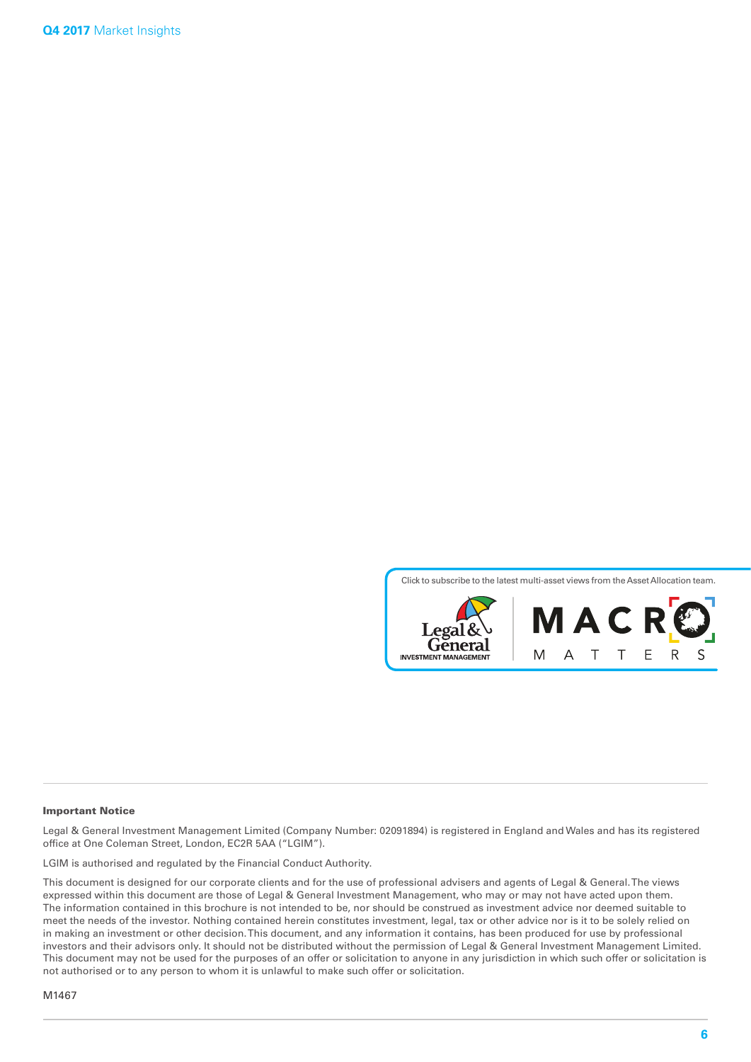Click to subscribe to the latest multi-asset views from the Asset Allocation team.

Legal & General INVESTMENT MANAGEMENT

MACRO MATTERS

**Important Notice**

Legal & General Investment Management Limited (Company Number: 02091894) is registered in England and Wales and has its registered office at One Coleman Street, London, EC2R 5AA ("LGIM").

LGIM is authorised and regulated by the Financial Conduct Authority.

This document is designed for our corporate clients and for the use of professional advisers and agents of Legal & General. The views expressed within this document are those of Legal & General Investment Management, who may or may not have acted upon them. The information contained in this brochure is not intended to be, nor should be construed as investment advice nor deemed suitable to meet the needs of the investor. Nothing contained herein constitutes investment, legal, tax or other advice nor is it to be solely relied on in making an investment or other decision. This document, and any information it contains, has been produced for use by professional investors and their advisors only. It should not be distributed without the permission of Legal & General Investment Management Limited. This document may not be used for the purposes of an offer or solicitation to anyone in any jurisdiction in which such offer or solicitation is not authorised or to any person to whom it is unlawful to make such offer or solicitation.

M1467